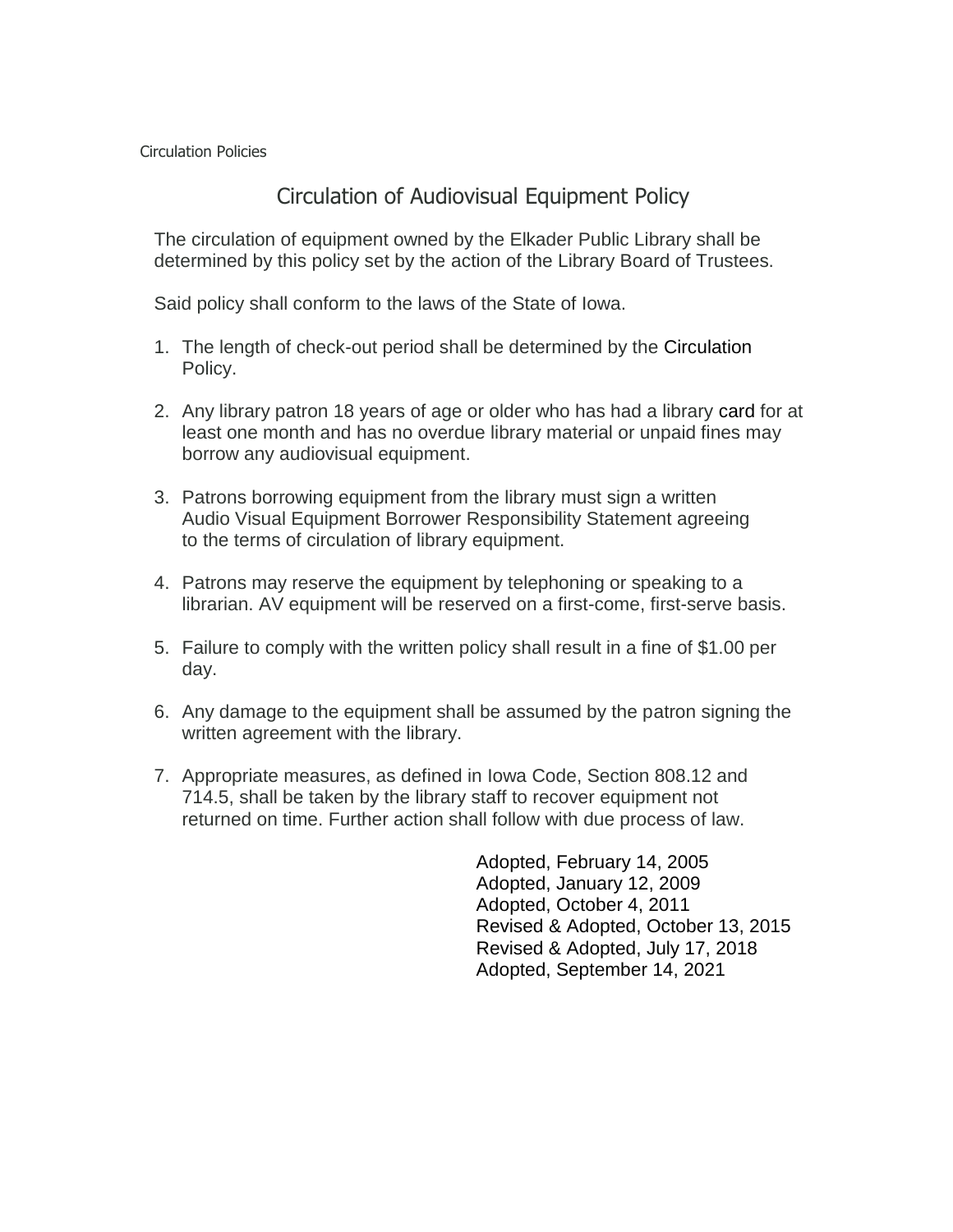Circulation Policies

# Circulation of Audiovisual Equipment Policy

The circulation of equipment owned by the Elkader Public Library shall be determined by this policy set by the action of the Library Board of Trustees.

Said policy shall conform to the laws of the State of Iowa.

1. The length of check-out period shall be determined by the Circulation Policy.
2. Any library patron 18 years of age or older who has had a library card for at least one month and has no overdue library material or unpaid fines may borrow any audiovisual equipment.
3. Patrons borrowing equipment from the library must sign a written Audio Visual Equipment Borrower Responsibility Statement agreeing to the terms of circulation of library equipment.
4. Patrons may reserve the equipment by telephoning or speaking to a librarian. AV equipment will be reserved on a first-come, first-serve basis.
5. Failure to comply with the written policy shall result in a fine of $1.00 per day.
6. Any damage to the equipment shall be assumed by the patron signing the written agreement with the library.
7. Appropriate measures, as defined in Iowa Code, Section 808.12 and 714.5, shall be taken by the library staff to recover equipment not returned on time. Further action shall follow with due process of law.

Adopted, February 14, 2005
Adopted, January 12, 2009
Adopted, October 4, 2011
Revised & Adopted, October 13, 2015
Revised & Adopted, July 17, 2018
Adopted, September 14, 2021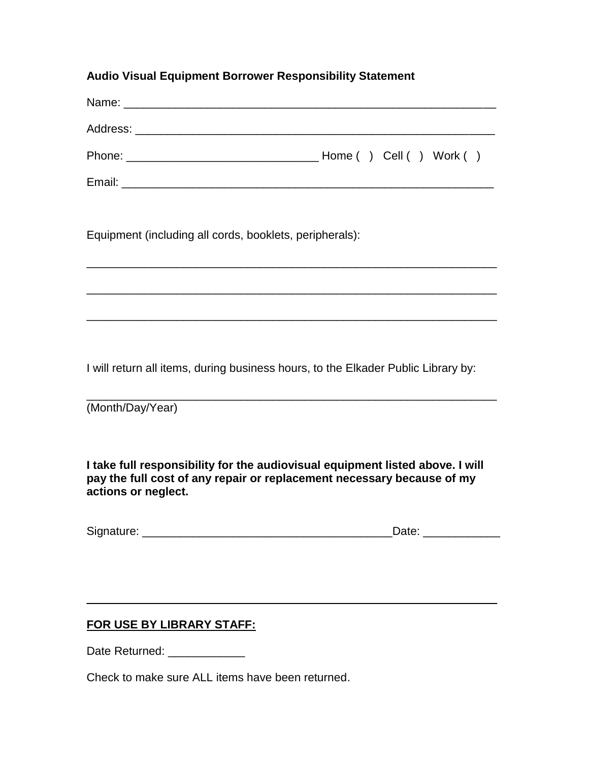**Audio Visual Equipment Borrower Responsibility Statement**

Name: ___________________________________________________________

Address: _________________________________________________________

Phone: _____________________________ Home ( ) Cell ( ) Work ( )

Email: ___________________________________________________________

Equipment (including all cords, booklets, peripherals):

_______________________________________________________________

_______________________________________________________________

_______________________________________________________________

I will return all items, during business hours, to the Elkader Public Library by:

_______________________________________________________________
(Month/Day/Year)

**I take full responsibility for the audiovisual equipment listed above. I will pay the full cost of any repair or replacement necessary because of my actions or neglect.**

Signature: ______________________________________Date: ____________

---

**<u>FOR USE BY LIBRARY STAFF:</u>**

Date Returned: ____________

Check to make sure ALL items have been returned.